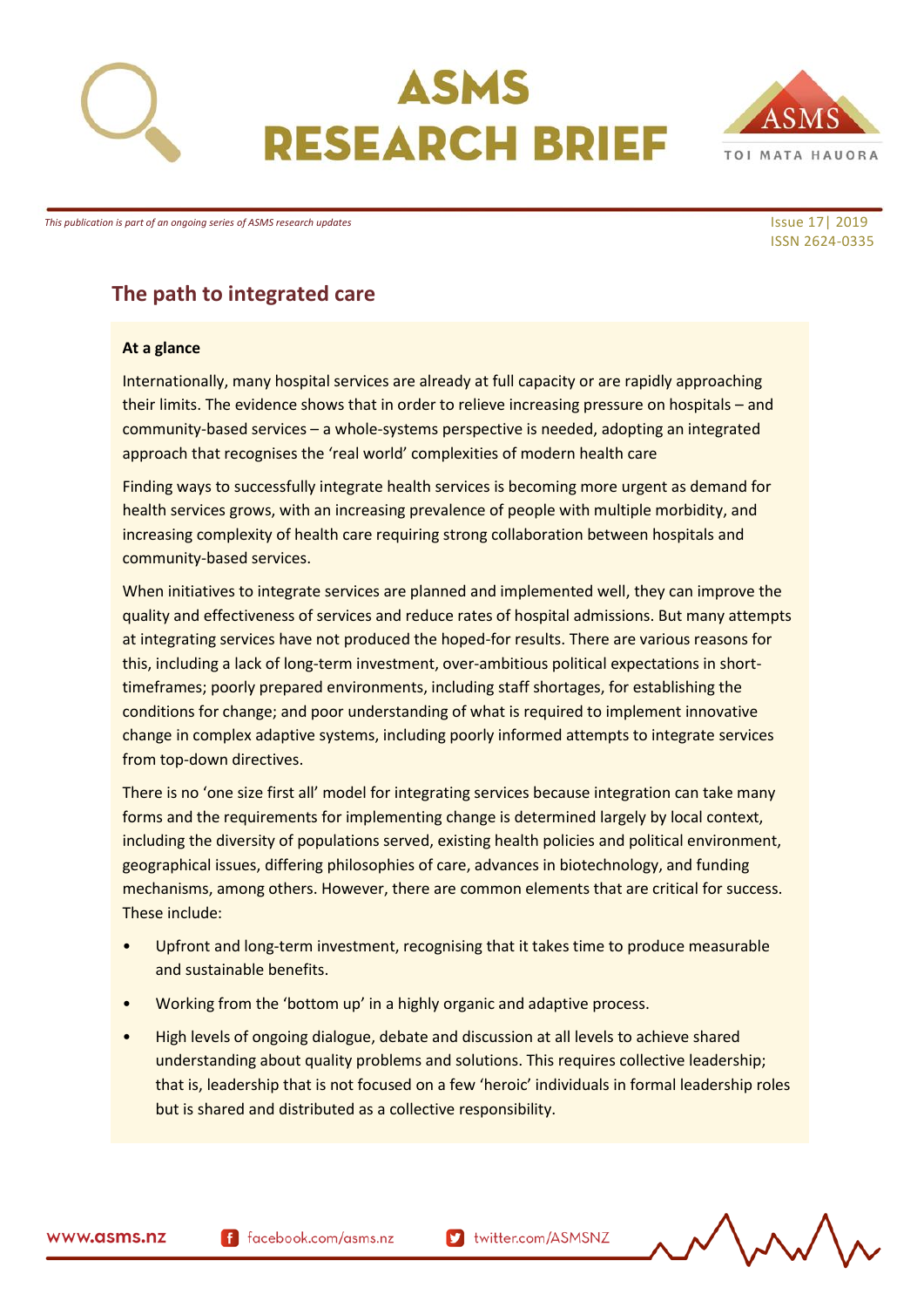# ASMS RESEARCH BRIEF

ASMS TOI MATA HAUORA

*This publication is part of an ongoing series of ASMS research updates*

Issue 17| 2019
ISSN 2624-0335

## The path to integrated care

**At a glance**

Internationally, many hospital services are already at full capacity or are rapidly approaching their limits. The evidence shows that in order to relieve increasing pressure on hospitals – and community-based services – a whole-systems perspective is needed, adopting an integrated approach that recognises the 'real world' complexities of modern health care

Finding ways to successfully integrate health services is becoming more urgent as demand for health services grows, with an increasing prevalence of people with multiple morbidity, and increasing complexity of health care requiring strong collaboration between hospitals and community-based services.

When initiatives to integrate services are planned and implemented well, they can improve the quality and effectiveness of services and reduce rates of hospital admissions. But many attempts at integrating services have not produced the hoped-for results. There are various reasons for this, including a lack of long-term investment, over-ambitious political expectations in short-timeframes; poorly prepared environments, including staff shortages, for establishing the conditions for change; and poor understanding of what is required to implement innovative change in complex adaptive systems, including poorly informed attempts to integrate services from top-down directives.

There is no 'one size first all' model for integrating services because integration can take many forms and the requirements for implementing change is determined largely by local context, including the diversity of populations served, existing health policies and political environment, geographical issues, differing philosophies of care, advances in biotechnology, and funding mechanisms, among others. However, there are common elements that are critical for success. These include:

- Upfront and long-term investment, recognising that it takes time to produce measurable and sustainable benefits.
- Working from the 'bottom up' in a highly organic and adaptive process.
- High levels of ongoing dialogue, debate and discussion at all levels to achieve shared understanding about quality problems and solutions. This requires collective leadership; that is, leadership that is not focused on a few 'heroic' individuals in formal leadership roles but is shared and distributed as a collective responsibility.

www.asms.nz facebook.com/asms.nz twitter.com/ASMSNZ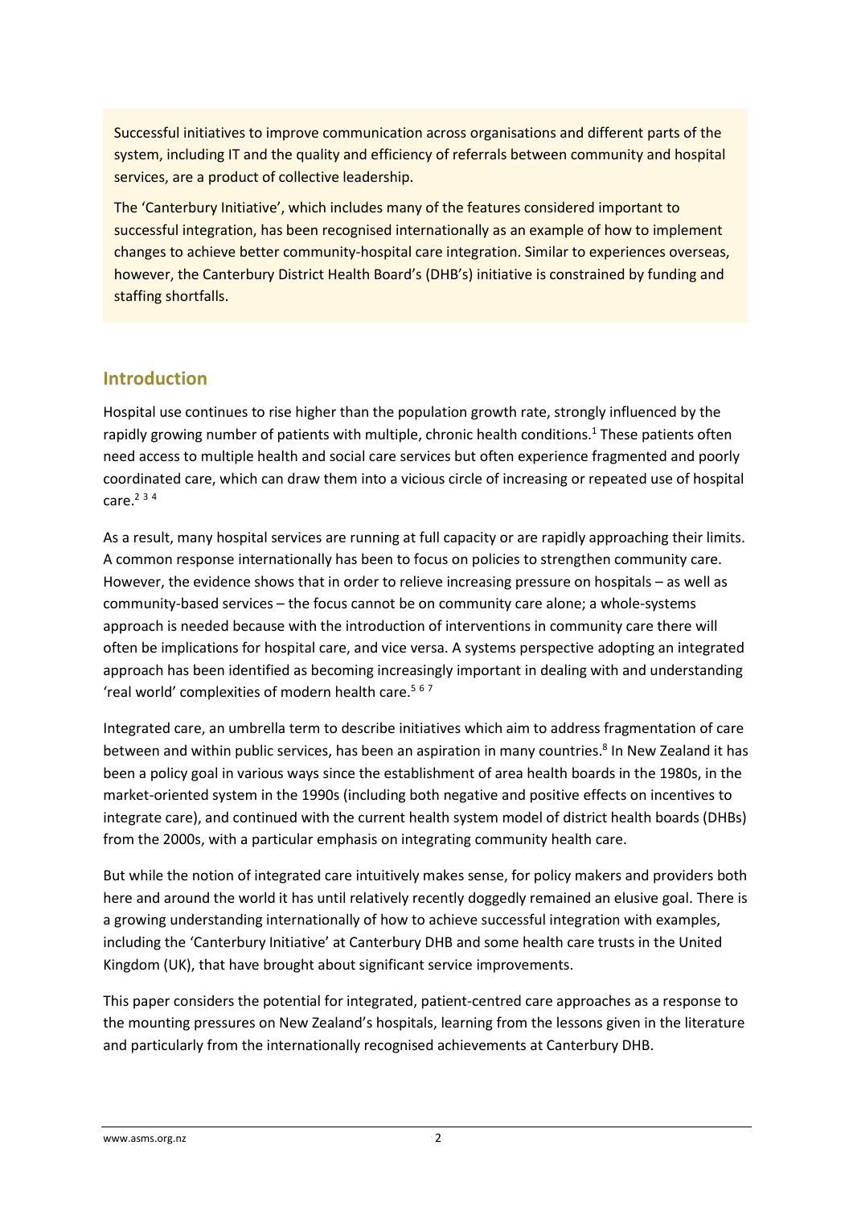Successful initiatives to improve communication across organisations and different parts of the system, including IT and the quality and efficiency of referrals between community and hospital services, are a product of collective leadership.

The 'Canterbury Initiative', which includes many of the features considered important to successful integration, has been recognised internationally as an example of how to implement changes to achieve better community-hospital care integration. Similar to experiences overseas, however, the Canterbury District Health Board's (DHB's) initiative is constrained by funding and staffing shortfalls.

## Introduction

Hospital use continues to rise higher than the population growth rate, strongly influenced by the rapidly growing number of patients with multiple, chronic health conditions.[1] These patients often need access to multiple health and social care services but often experience fragmented and poorly coordinated care, which can draw them into a vicious circle of increasing or repeated use of hospital care.[2 3 4]

As a result, many hospital services are running at full capacity or are rapidly approaching their limits. A common response internationally has been to focus on policies to strengthen community care. However, the evidence shows that in order to relieve increasing pressure on hospitals – as well as community-based services – the focus cannot be on community care alone; a whole-systems approach is needed because with the introduction of interventions in community care there will often be implications for hospital care, and vice versa. A systems perspective adopting an integrated approach has been identified as becoming increasingly important in dealing with and understanding 'real world' complexities of modern health care.[5 6 7]

Integrated care, an umbrella term to describe initiatives which aim to address fragmentation of care between and within public services, has been an aspiration in many countries.[8] In New Zealand it has been a policy goal in various ways since the establishment of area health boards in the 1980s, in the market-oriented system in the 1990s (including both negative and positive effects on incentives to integrate care), and continued with the current health system model of district health boards (DHBs) from the 2000s, with a particular emphasis on integrating community health care.

But while the notion of integrated care intuitively makes sense, for policy makers and providers both here and around the world it has until relatively recently doggedly remained an elusive goal. There is a growing understanding internationally of how to achieve successful integration with examples, including the 'Canterbury Initiative' at Canterbury DHB and some health care trusts in the United Kingdom (UK), that have brought about significant service improvements.

This paper considers the potential for integrated, patient-centred care approaches as a response to the mounting pressures on New Zealand's hospitals, learning from the lessons given in the literature and particularly from the internationally recognised achievements at Canterbury DHB.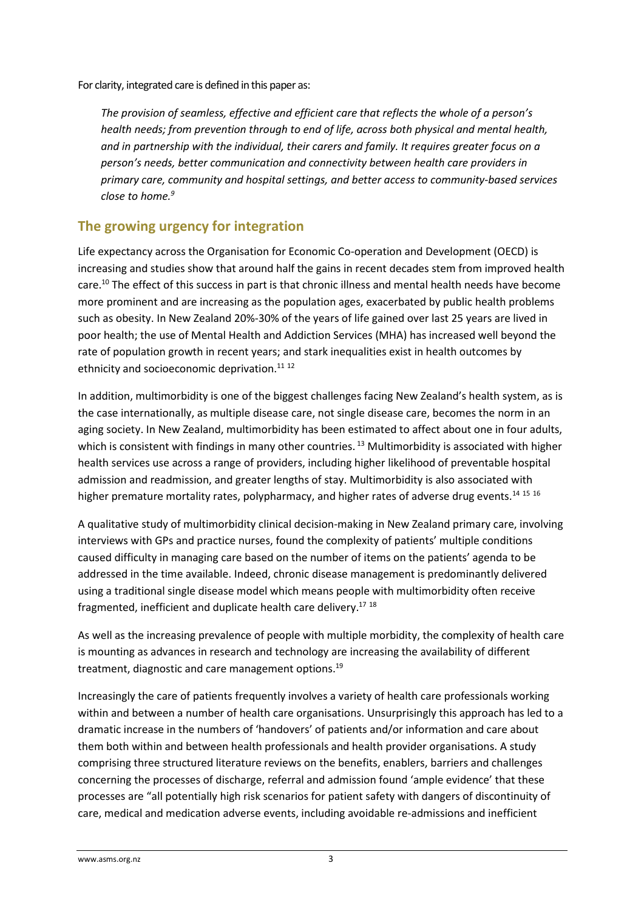For clarity, integrated care is defined in this paper as:

> *The provision of seamless, effective and efficient care that reflects the whole of a person's health needs; from prevention through to end of life, across both physical and mental health, and in partnership with the individual, their carers and family. It requires greater focus on a person's needs, better communication and connectivity between health care providers in primary care, community and hospital settings, and better access to community-based services close to home.*[9]

## The growing urgency for integration

Life expectancy across the Organisation for Economic Co-operation and Development (OECD) is increasing and studies show that around half the gains in recent decades stem from improved health care.[10] The effect of this success in part is that chronic illness and mental health needs have become more prominent and are increasing as the population ages, exacerbated by public health problems such as obesity. In New Zealand 20%-30% of the years of life gained over last 25 years are lived in poor health; the use of Mental Health and Addiction Services (MHA) has increased well beyond the rate of population growth in recent years; and stark inequalities exist in health outcomes by ethnicity and socioeconomic deprivation.[11 12]

In addition, multimorbidity is one of the biggest challenges facing New Zealand's health system, as is the case internationally, as multiple disease care, not single disease care, becomes the norm in an aging society. In New Zealand, multimorbidity has been estimated to affect about one in four adults, which is consistent with findings in many other countries.[13] Multimorbidity is associated with higher health services use across a range of providers, including higher likelihood of preventable hospital admission and readmission, and greater lengths of stay. Multimorbidity is also associated with higher premature mortality rates, polypharmacy, and higher rates of adverse drug events.[14 15 16]

A qualitative study of multimorbidity clinical decision-making in New Zealand primary care, involving interviews with GPs and practice nurses, found the complexity of patients' multiple conditions caused difficulty in managing care based on the number of items on the patients' agenda to be addressed in the time available. Indeed, chronic disease management is predominantly delivered using a traditional single disease model which means people with multimorbidity often receive fragmented, inefficient and duplicate health care delivery.[17 18]

As well as the increasing prevalence of people with multiple morbidity, the complexity of health care is mounting as advances in research and technology are increasing the availability of different treatment, diagnostic and care management options.[19]

Increasingly the care of patients frequently involves a variety of health care professionals working within and between a number of health care organisations. Unsurprisingly this approach has led to a dramatic increase in the numbers of 'handovers' of patients and/or information and care about them both within and between health professionals and health provider organisations. A study comprising three structured literature reviews on the benefits, enablers, barriers and challenges concerning the processes of discharge, referral and admission found 'ample evidence' that these processes are "all potentially high risk scenarios for patient safety with dangers of discontinuity of care, medical and medication adverse events, including avoidable re-admissions and inefficient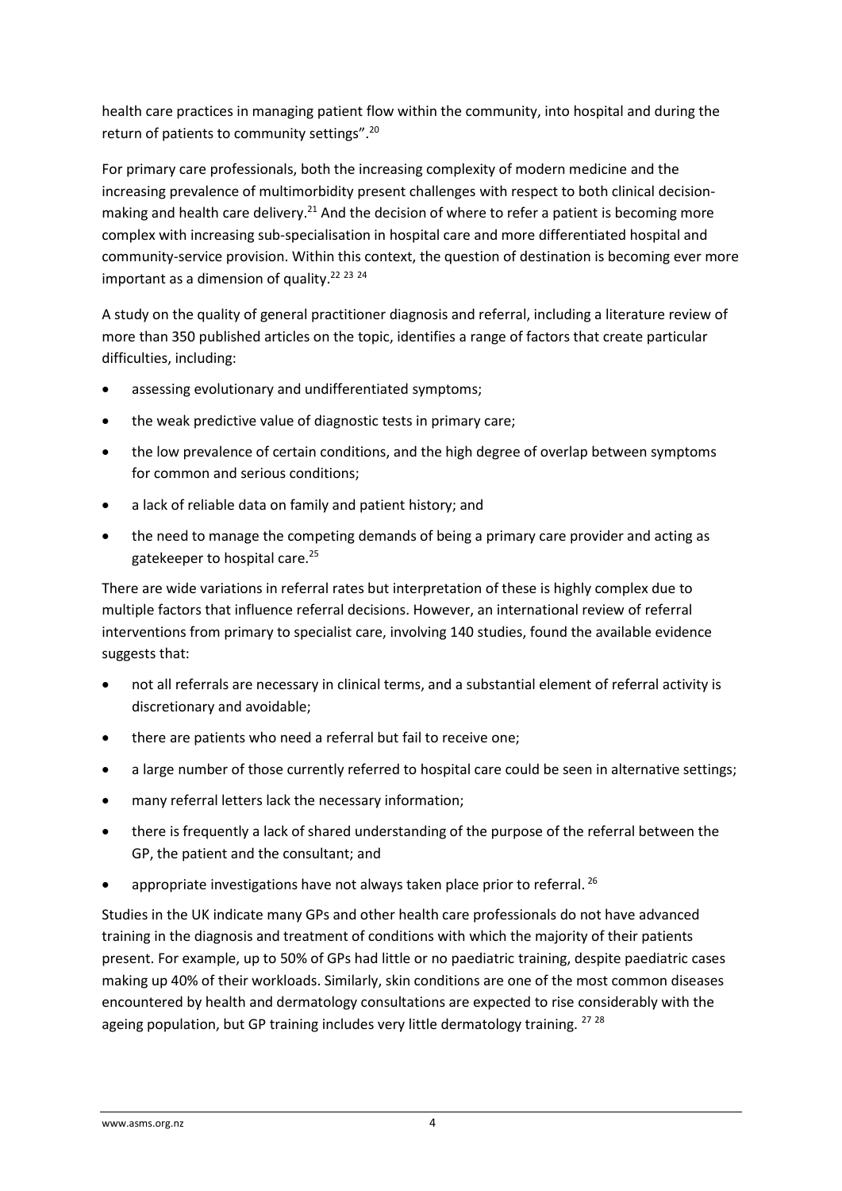health care practices in managing patient flow within the community, into hospital and during the return of patients to community settings”.[20]

For primary care professionals, both the increasing complexity of modern medicine and the increasing prevalence of multimorbidity present challenges with respect to both clinical decision-making and health care delivery.[21] And the decision of where to refer a patient is becoming more complex with increasing sub-specialisation in hospital care and more differentiated hospital and community-service provision. Within this context, the question of destination is becoming ever more important as a dimension of quality.[22 23 24]

A study on the quality of general practitioner diagnosis and referral, including a literature review of more than 350 published articles on the topic, identifies a range of factors that create particular difficulties, including:

- assessing evolutionary and undifferentiated symptoms;
- the weak predictive value of diagnostic tests in primary care;
- the low prevalence of certain conditions, and the high degree of overlap between symptoms for common and serious conditions;
- a lack of reliable data on family and patient history; and
- the need to manage the competing demands of being a primary care provider and acting as gatekeeper to hospital care.[25]

There are wide variations in referral rates but interpretation of these is highly complex due to multiple factors that influence referral decisions. However, an international review of referral interventions from primary to specialist care, involving 140 studies, found the available evidence suggests that:

- not all referrals are necessary in clinical terms, and a substantial element of referral activity is discretionary and avoidable;
- there are patients who need a referral but fail to receive one;
- a large number of those currently referred to hospital care could be seen in alternative settings;
- many referral letters lack the necessary information;
- there is frequently a lack of shared understanding of the purpose of the referral between the GP, the patient and the consultant; and
- appropriate investigations have not always taken place prior to referral.[26]

Studies in the UK indicate many GPs and other health care professionals do not have advanced training in the diagnosis and treatment of conditions with which the majority of their patients present. For example, up to 50% of GPs had little or no paediatric training, despite paediatric cases making up 40% of their workloads. Similarly, skin conditions are one of the most common diseases encountered by health and dermatology consultations are expected to rise considerably with the ageing population, but GP training includes very little dermatology training.[27 28]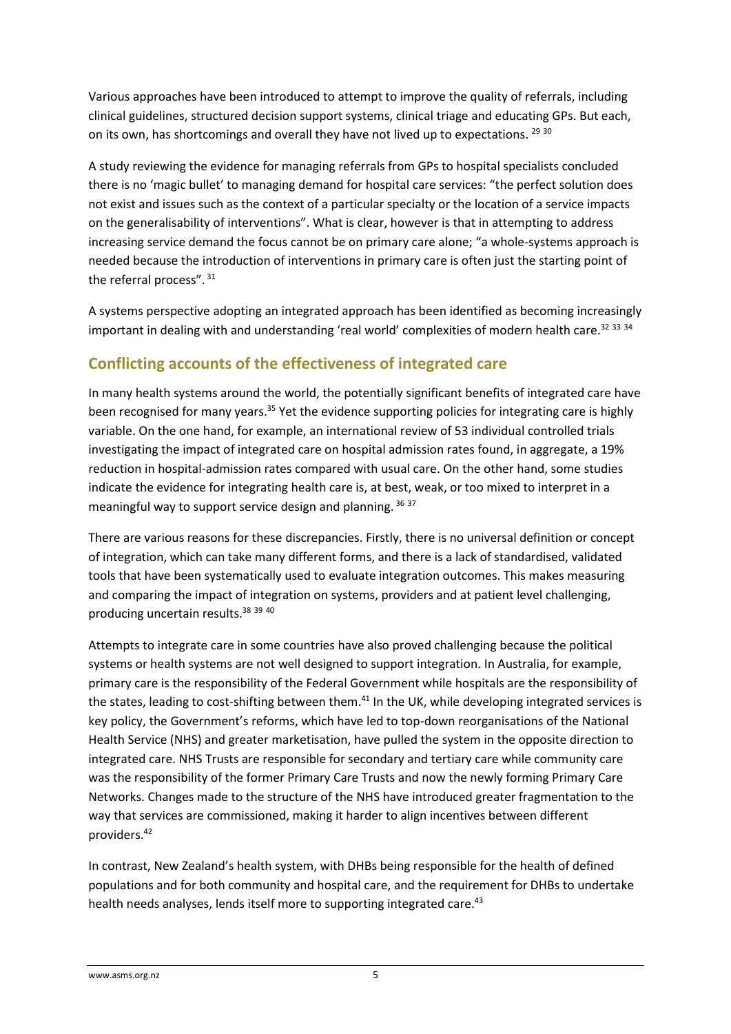Various approaches have been introduced to attempt to improve the quality of referrals, including clinical guidelines, structured decision support systems, clinical triage and educating GPs. But each, on its own, has shortcomings and overall they have not lived up to expectations. [29 30]

A study reviewing the evidence for managing referrals from GPs to hospital specialists concluded there is no 'magic bullet' to managing demand for hospital care services: "the perfect solution does not exist and issues such as the context of a particular specialty or the location of a service impacts on the generalisability of interventions". What is clear, however is that in attempting to address increasing service demand the focus cannot be on primary care alone; "a whole-systems approach is needed because the introduction of interventions in primary care is often just the starting point of the referral process". [31]

A systems perspective adopting an integrated approach has been identified as becoming increasingly important in dealing with and understanding 'real world' complexities of modern health care.[32 33 34]

## Conflicting accounts of the effectiveness of integrated care

In many health systems around the world, the potentially significant benefits of integrated care have been recognised for many years.[35] Yet the evidence supporting policies for integrating care is highly variable. On the one hand, for example, an international review of 53 individual controlled trials investigating the impact of integrated care on hospital admission rates found, in aggregate, a 19% reduction in hospital-admission rates compared with usual care. On the other hand, some studies indicate the evidence for integrating health care is, at best, weak, or too mixed to interpret in a meaningful way to support service design and planning. [36 37]

There are various reasons for these discrepancies. Firstly, there is no universal definition or concept of integration, which can take many different forms, and there is a lack of standardised, validated tools that have been systematically used to evaluate integration outcomes. This makes measuring and comparing the impact of integration on systems, providers and at patient level challenging, producing uncertain results.[38 39 40]

Attempts to integrate care in some countries have also proved challenging because the political systems or health systems are not well designed to support integration. In Australia, for example, primary care is the responsibility of the Federal Government while hospitals are the responsibility of the states, leading to cost-shifting between them.[41] In the UK, while developing integrated services is key policy, the Government's reforms, which have led to top-down reorganisations of the National Health Service (NHS) and greater marketisation, have pulled the system in the opposite direction to integrated care. NHS Trusts are responsible for secondary and tertiary care while community care was the responsibility of the former Primary Care Trusts and now the newly forming Primary Care Networks. Changes made to the structure of the NHS have introduced greater fragmentation to the way that services are commissioned, making it harder to align incentives between different providers.[42]

In contrast, New Zealand's health system, with DHBs being responsible for the health of defined populations and for both community and hospital care, and the requirement for DHBs to undertake health needs analyses, lends itself more to supporting integrated care.[43]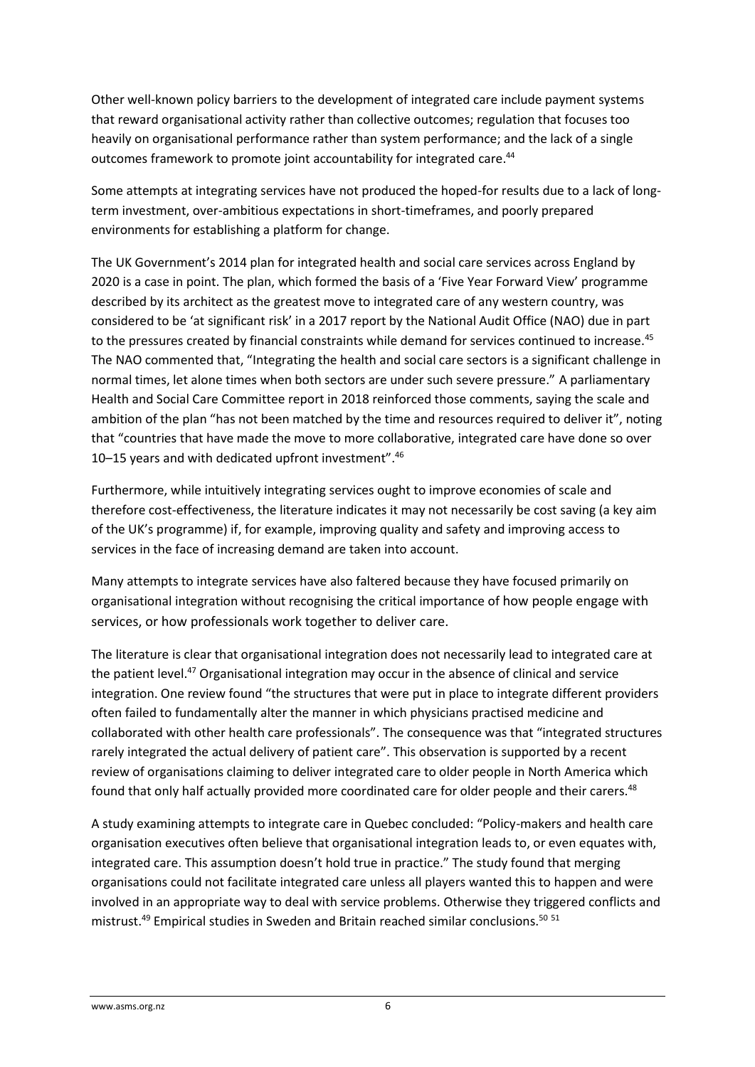Other well-known policy barriers to the development of integrated care include payment systems that reward organisational activity rather than collective outcomes; regulation that focuses too heavily on organisational performance rather than system performance; and the lack of a single outcomes framework to promote joint accountability for integrated care.[44]

Some attempts at integrating services have not produced the hoped-for results due to a lack of long-term investment, over-ambitious expectations in short-timeframes, and poorly prepared environments for establishing a platform for change.

The UK Government's 2014 plan for integrated health and social care services across England by 2020 is a case in point. The plan, which formed the basis of a 'Five Year Forward View' programme described by its architect as the greatest move to integrated care of any western country, was considered to be 'at significant risk' in a 2017 report by the National Audit Office (NAO) due in part to the pressures created by financial constraints while demand for services continued to increase.[45] The NAO commented that, "Integrating the health and social care sectors is a significant challenge in normal times, let alone times when both sectors are under such severe pressure." A parliamentary Health and Social Care Committee report in 2018 reinforced those comments, saying the scale and ambition of the plan "has not been matched by the time and resources required to deliver it", noting that "countries that have made the move to more collaborative, integrated care have done so over 10–15 years and with dedicated upfront investment".[46]

Furthermore, while intuitively integrating services ought to improve economies of scale and therefore cost-effectiveness, the literature indicates it may not necessarily be cost saving (a key aim of the UK's programme) if, for example, improving quality and safety and improving access to services in the face of increasing demand are taken into account.

Many attempts to integrate services have also faltered because they have focused primarily on organisational integration without recognising the critical importance of how people engage with services, or how professionals work together to deliver care.

The literature is clear that organisational integration does not necessarily lead to integrated care at the patient level.[47] Organisational integration may occur in the absence of clinical and service integration. One review found "the structures that were put in place to integrate different providers often failed to fundamentally alter the manner in which physicians practised medicine and collaborated with other health care professionals". The consequence was that "integrated structures rarely integrated the actual delivery of patient care". This observation is supported by a recent review of organisations claiming to deliver integrated care to older people in North America which found that only half actually provided more coordinated care for older people and their carers.[48]

A study examining attempts to integrate care in Quebec concluded: "Policy-makers and health care organisation executives often believe that organisational integration leads to, or even equates with, integrated care. This assumption doesn't hold true in practice." The study found that merging organisations could not facilitate integrated care unless all players wanted this to happen and were involved in an appropriate way to deal with service problems. Otherwise they triggered conflicts and mistrust.[49] Empirical studies in Sweden and Britain reached similar conclusions.[50] [51]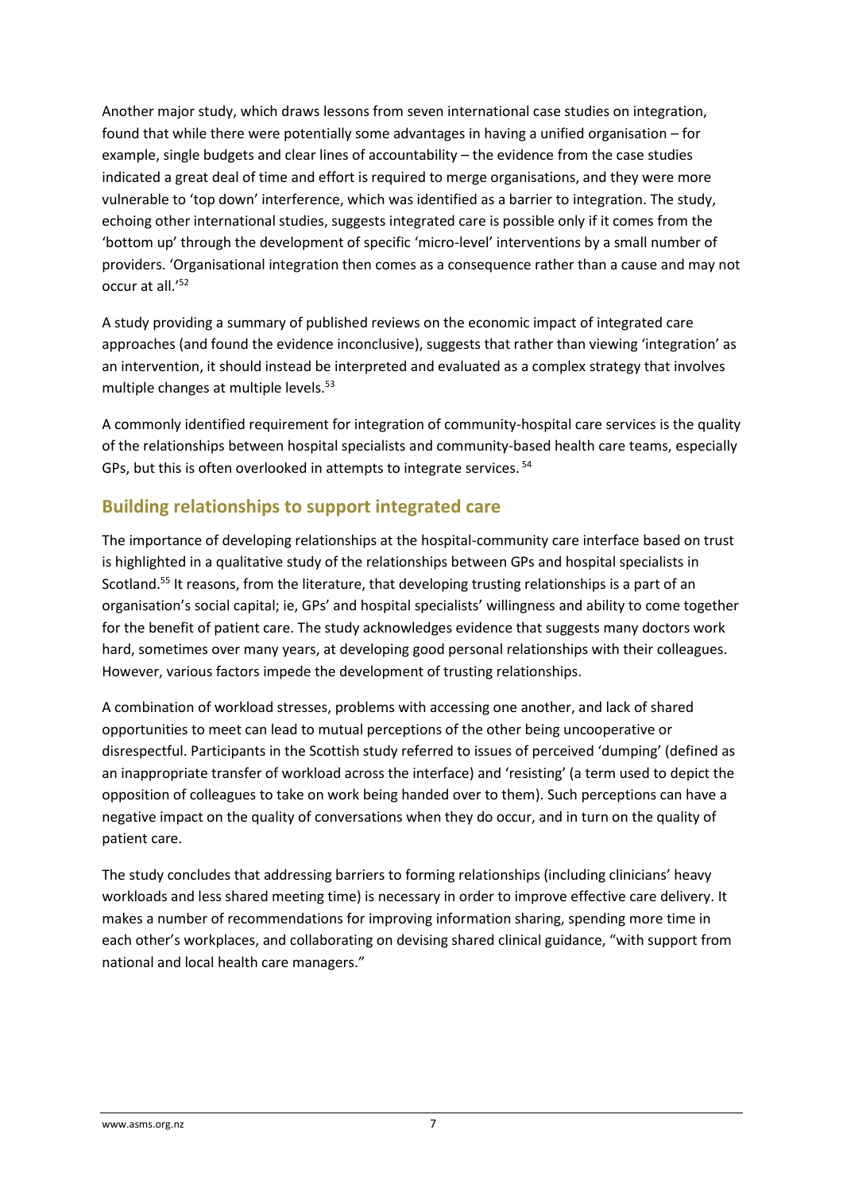Another major study, which draws lessons from seven international case studies on integration, found that while there were potentially some advantages in having a unified organisation – for example, single budgets and clear lines of accountability – the evidence from the case studies indicated a great deal of time and effort is required to merge organisations, and they were more vulnerable to 'top down' interference, which was identified as a barrier to integration. The study, echoing other international studies, suggests integrated care is possible only if it comes from the 'bottom up' through the development of specific 'micro-level' interventions by a small number of providers. 'Organisational integration then comes as a consequence rather than a cause and may not occur at all.'[52]

A study providing a summary of published reviews on the economic impact of integrated care approaches (and found the evidence inconclusive), suggests that rather than viewing 'integration' as an intervention, it should instead be interpreted and evaluated as a complex strategy that involves multiple changes at multiple levels.[53]

A commonly identified requirement for integration of community-hospital care services is the quality of the relationships between hospital specialists and community-based health care teams, especially GPs, but this is often overlooked in attempts to integrate services.[54]

## Building relationships to support integrated care

The importance of developing relationships at the hospital-community care interface based on trust is highlighted in a qualitative study of the relationships between GPs and hospital specialists in Scotland.[55] It reasons, from the literature, that developing trusting relationships is a part of an organisation's social capital; ie, GPs' and hospital specialists' willingness and ability to come together for the benefit of patient care. The study acknowledges evidence that suggests many doctors work hard, sometimes over many years, at developing good personal relationships with their colleagues. However, various factors impede the development of trusting relationships.

A combination of workload stresses, problems with accessing one another, and lack of shared opportunities to meet can lead to mutual perceptions of the other being uncooperative or disrespectful. Participants in the Scottish study referred to issues of perceived 'dumping' (defined as an inappropriate transfer of workload across the interface) and 'resisting' (a term used to depict the opposition of colleagues to take on work being handed over to them). Such perceptions can have a negative impact on the quality of conversations when they do occur, and in turn on the quality of patient care.

The study concludes that addressing barriers to forming relationships (including clinicians' heavy workloads and less shared meeting time) is necessary in order to improve effective care delivery. It makes a number of recommendations for improving information sharing, spending more time in each other's workplaces, and collaborating on devising shared clinical guidance, "with support from national and local health care managers."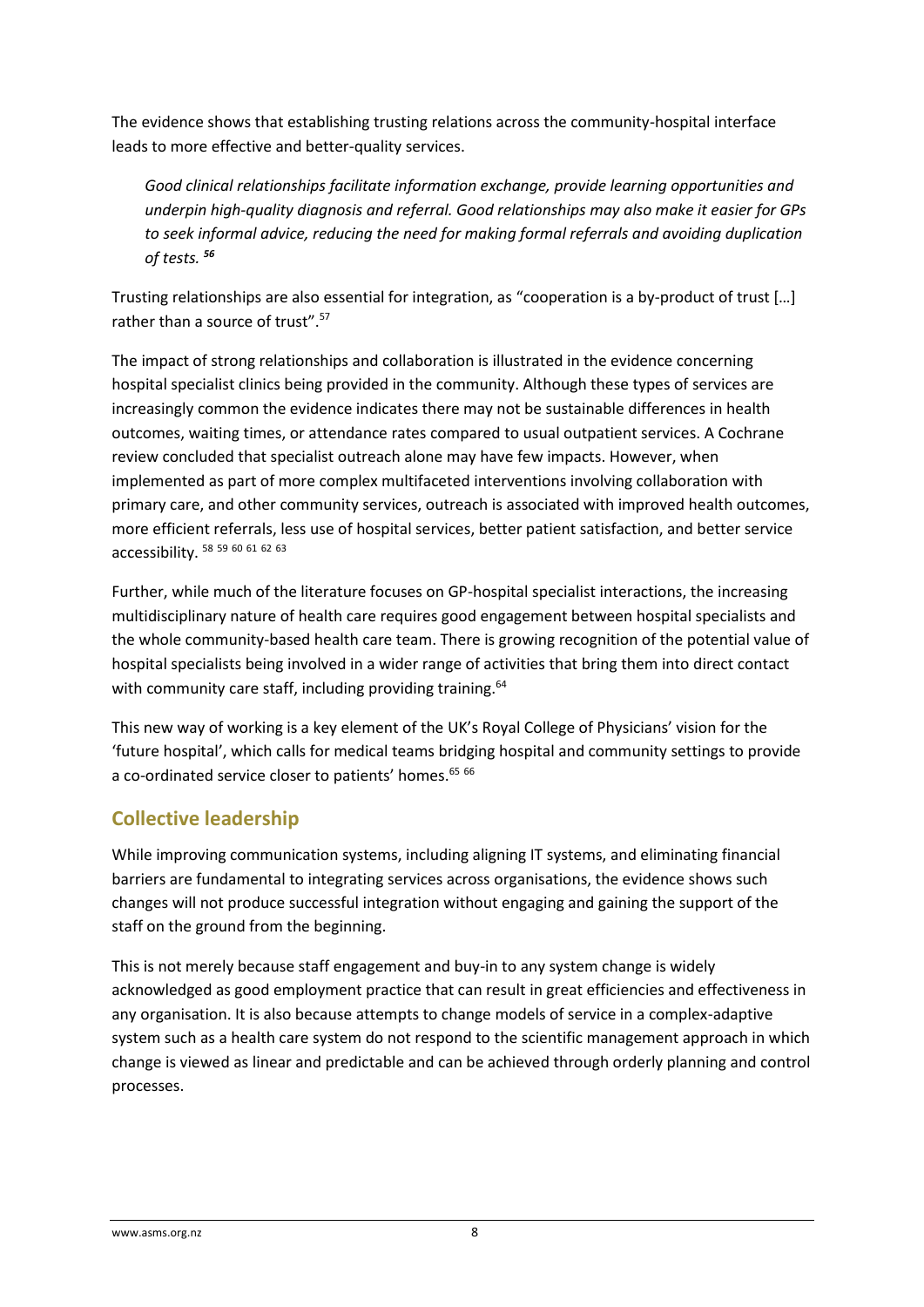The evidence shows that establishing trusting relations across the community-hospital interface leads to more effective and better-quality services.

> *Good clinical relationships facilitate information exchange, provide learning opportunities and underpin high-quality diagnosis and referral. Good relationships may also make it easier for GPs to seek informal advice, reducing the need for making formal referrals and avoiding duplication of tests.* [56]

Trusting relationships are also essential for integration, as "cooperation is a by-product of trust […] rather than a source of trust".[57]

The impact of strong relationships and collaboration is illustrated in the evidence concerning hospital specialist clinics being provided in the community. Although these types of services are increasingly common the evidence indicates there may not be sustainable differences in health outcomes, waiting times, or attendance rates compared to usual outpatient services. A Cochrane review concluded that specialist outreach alone may have few impacts. However, when implemented as part of more complex multifaceted interventions involving collaboration with primary care, and other community services, outreach is associated with improved health outcomes, more efficient referrals, less use of hospital services, better patient satisfaction, and better service accessibility. [58 59 60 61 62 63]

Further, while much of the literature focuses on GP-hospital specialist interactions, the increasing multidisciplinary nature of health care requires good engagement between hospital specialists and the whole community-based health care team. There is growing recognition of the potential value of hospital specialists being involved in a wider range of activities that bring them into direct contact with community care staff, including providing training.[64]

This new way of working is a key element of the UK's Royal College of Physicians' vision for the 'future hospital', which calls for medical teams bridging hospital and community settings to provide a co-ordinated service closer to patients' homes.[65 66]

## Collective leadership

While improving communication systems, including aligning IT systems, and eliminating financial barriers are fundamental to integrating services across organisations, the evidence shows such changes will not produce successful integration without engaging and gaining the support of the staff on the ground from the beginning.

This is not merely because staff engagement and buy-in to any system change is widely acknowledged as good employment practice that can result in great efficiencies and effectiveness in any organisation. It is also because attempts to change models of service in a complex-adaptive system such as a health care system do not respond to the scientific management approach in which change is viewed as linear and predictable and can be achieved through orderly planning and control processes.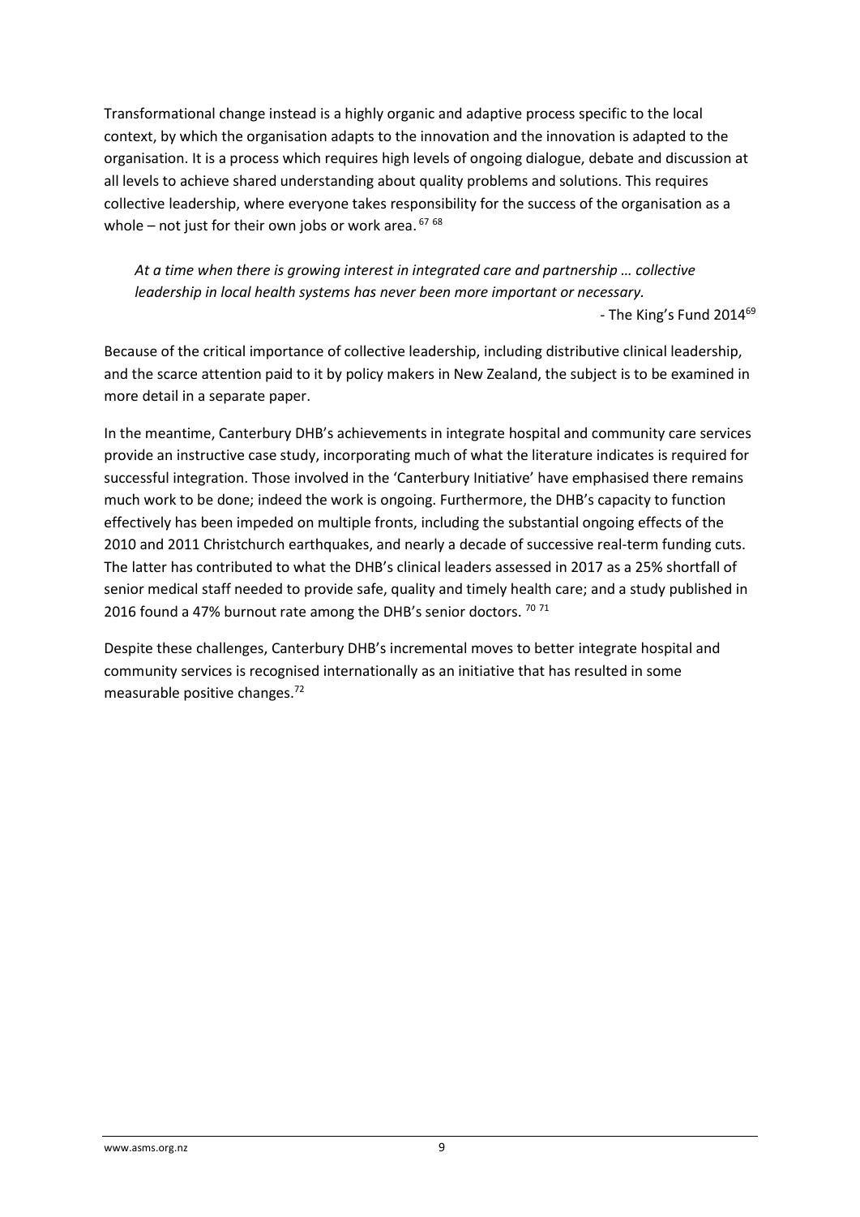Transformational change instead is a highly organic and adaptive process specific to the local context, by which the organisation adapts to the innovation and the innovation is adapted to the organisation. It is a process which requires high levels of ongoing dialogue, debate and discussion at all levels to achieve shared understanding about quality problems and solutions. This requires collective leadership, where everyone takes responsibility for the success of the organisation as a whole – not just for their own jobs or work area. [67 68]

> *At a time when there is growing interest in integrated care and partnership … collective leadership in local health systems has never been more important or necessary.*
>
> \- The King's Fund 2014[69]

Because of the critical importance of collective leadership, including distributive clinical leadership, and the scarce attention paid to it by policy makers in New Zealand, the subject is to be examined in more detail in a separate paper.

In the meantime, Canterbury DHB's achievements in integrate hospital and community care services provide an instructive case study, incorporating much of what the literature indicates is required for successful integration. Those involved in the 'Canterbury Initiative' have emphasised there remains much work to be done; indeed the work is ongoing. Furthermore, the DHB's capacity to function effectively has been impeded on multiple fronts, including the substantial ongoing effects of the 2010 and 2011 Christchurch earthquakes, and nearly a decade of successive real-term funding cuts. The latter has contributed to what the DHB's clinical leaders assessed in 2017 as a 25% shortfall of senior medical staff needed to provide safe, quality and timely health care; and a study published in 2016 found a 47% burnout rate among the DHB's senior doctors. [70 71]

Despite these challenges, Canterbury DHB's incremental moves to better integrate hospital and community services is recognised internationally as an initiative that has resulted in some measurable positive changes.[72]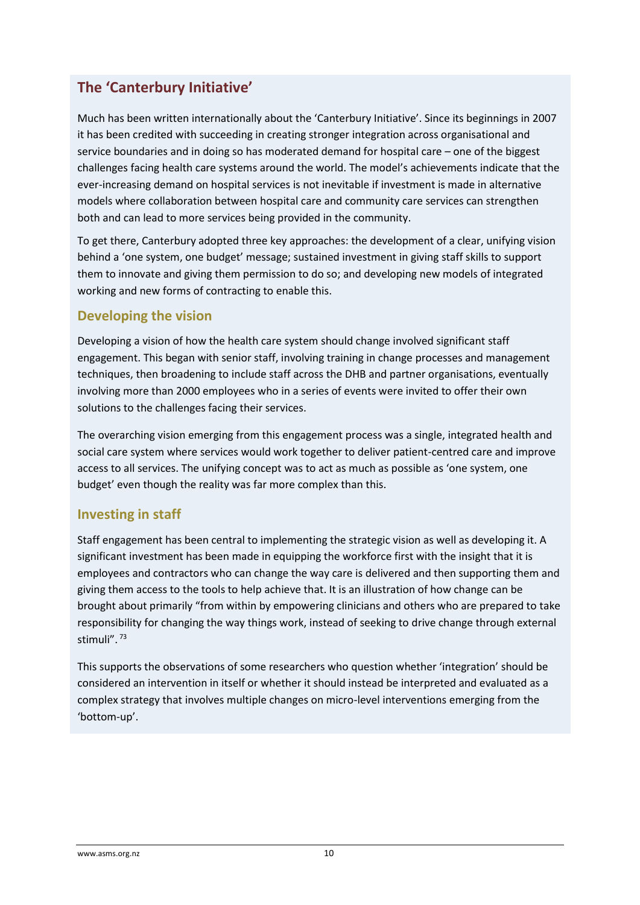## The 'Canterbury Initiative'

Much has been written internationally about the 'Canterbury Initiative'. Since its beginnings in 2007 it has been credited with succeeding in creating stronger integration across organisational and service boundaries and in doing so has moderated demand for hospital care – one of the biggest challenges facing health care systems around the world. The model's achievements indicate that the ever-increasing demand on hospital services is not inevitable if investment is made in alternative models where collaboration between hospital care and community care services can strengthen both and can lead to more services being provided in the community.

To get there, Canterbury adopted three key approaches: the development of a clear, unifying vision behind a 'one system, one budget' message; sustained investment in giving staff skills to support them to innovate and giving them permission to do so; and developing new models of integrated working and new forms of contracting to enable this.

### Developing the vision

Developing a vision of how the health care system should change involved significant staff engagement. This began with senior staff, involving training in change processes and management techniques, then broadening to include staff across the DHB and partner organisations, eventually involving more than 2000 employees who in a series of events were invited to offer their own solutions to the challenges facing their services.

The overarching vision emerging from this engagement process was a single, integrated health and social care system where services would work together to deliver patient-centred care and improve access to all services. The unifying concept was to act as much as possible as 'one system, one budget' even though the reality was far more complex than this.

### Investing in staff

Staff engagement has been central to implementing the strategic vision as well as developing it. A significant investment has been made in equipping the workforce first with the insight that it is employees and contractors who can change the way care is delivered and then supporting them and giving them access to the tools to help achieve that. It is an illustration of how change can be brought about primarily "from within by empowering clinicians and others who are prepared to take responsibility for changing the way things work, instead of seeking to drive change through external stimuli". [73]

This supports the observations of some researchers who question whether 'integration' should be considered an intervention in itself or whether it should instead be interpreted and evaluated as a complex strategy that involves multiple changes on micro-level interventions emerging from the 'bottom-up'.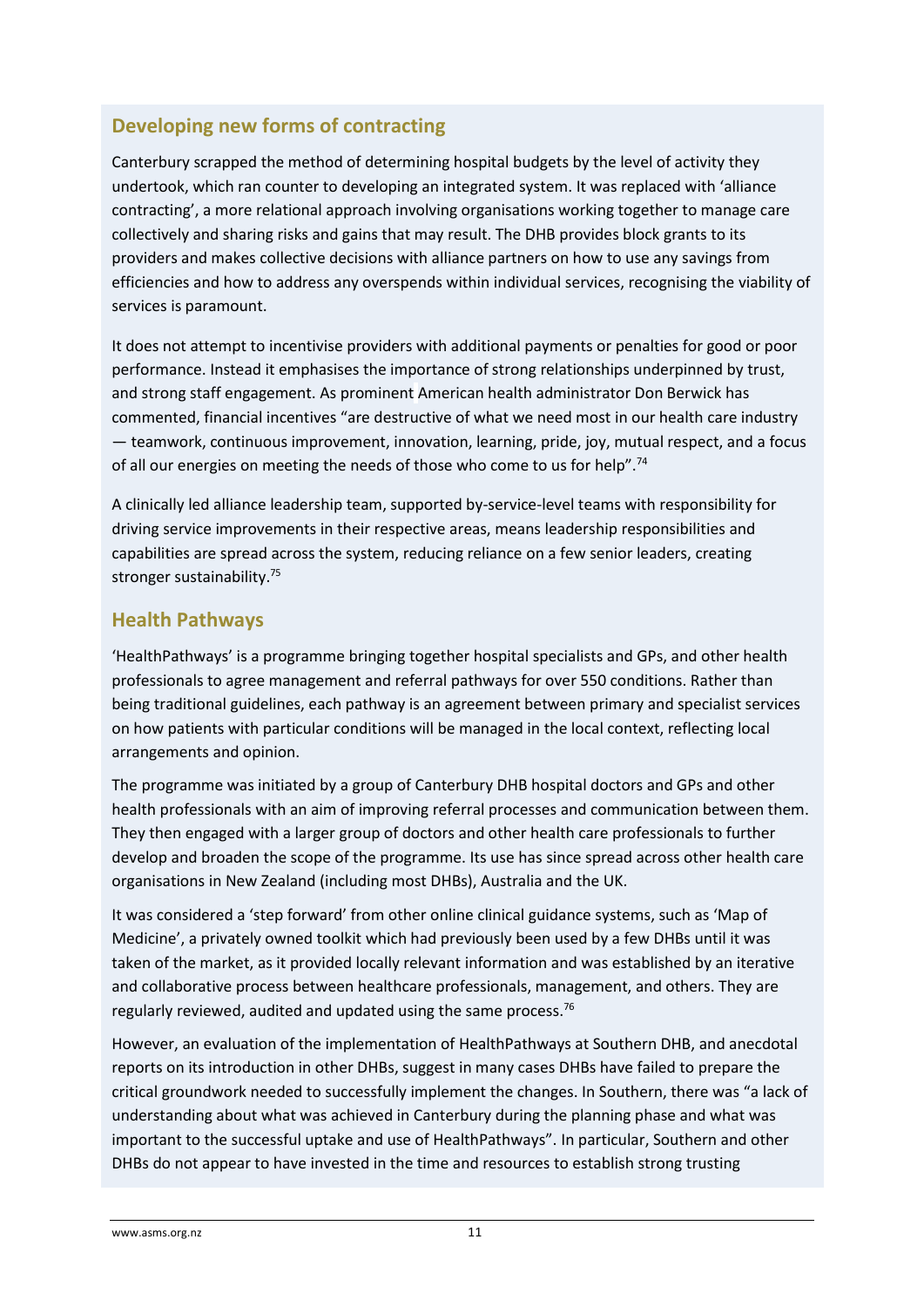## Developing new forms of contracting

Canterbury scrapped the method of determining hospital budgets by the level of activity they undertook, which ran counter to developing an integrated system. It was replaced with 'alliance contracting', a more relational approach involving organisations working together to manage care collectively and sharing risks and gains that may result. The DHB provides block grants to its providers and makes collective decisions with alliance partners on how to use any savings from efficiencies and how to address any overspends within individual services, recognising the viability of services is paramount.

It does not attempt to incentivise providers with additional payments or penalties for good or poor performance. Instead it emphasises the importance of strong relationships underpinned by trust, and strong staff engagement. As prominent American health administrator Don Berwick has commented, financial incentives "are destructive of what we need most in our health care industry — teamwork, continuous improvement, innovation, learning, pride, joy, mutual respect, and a focus of all our energies on meeting the needs of those who come to us for help".[74]

A clinically led alliance leadership team, supported by-service-level teams with responsibility for driving service improvements in their respective areas, means leadership responsibilities and capabilities are spread across the system, reducing reliance on a few senior leaders, creating stronger sustainability.[75]

## Health Pathways

'HealthPathways' is a programme bringing together hospital specialists and GPs, and other health professionals to agree management and referral pathways for over 550 conditions. Rather than being traditional guidelines, each pathway is an agreement between primary and specialist services on how patients with particular conditions will be managed in the local context, reflecting local arrangements and opinion.

The programme was initiated by a group of Canterbury DHB hospital doctors and GPs and other health professionals with an aim of improving referral processes and communication between them. They then engaged with a larger group of doctors and other health care professionals to further develop and broaden the scope of the programme. Its use has since spread across other health care organisations in New Zealand (including most DHBs), Australia and the UK.

It was considered a 'step forward' from other online clinical guidance systems, such as 'Map of Medicine', a privately owned toolkit which had previously been used by a few DHBs until it was taken of the market, as it provided locally relevant information and was established by an iterative and collaborative process between healthcare professionals, management, and others. They are regularly reviewed, audited and updated using the same process.[76]

However, an evaluation of the implementation of HealthPathways at Southern DHB, and anecdotal reports on its introduction in other DHBs, suggest in many cases DHBs have failed to prepare the critical groundwork needed to successfully implement the changes. In Southern, there was "a lack of understanding about what was achieved in Canterbury during the planning phase and what was important to the successful uptake and use of HealthPathways". In particular, Southern and other DHBs do not appear to have invested in the time and resources to establish strong trusting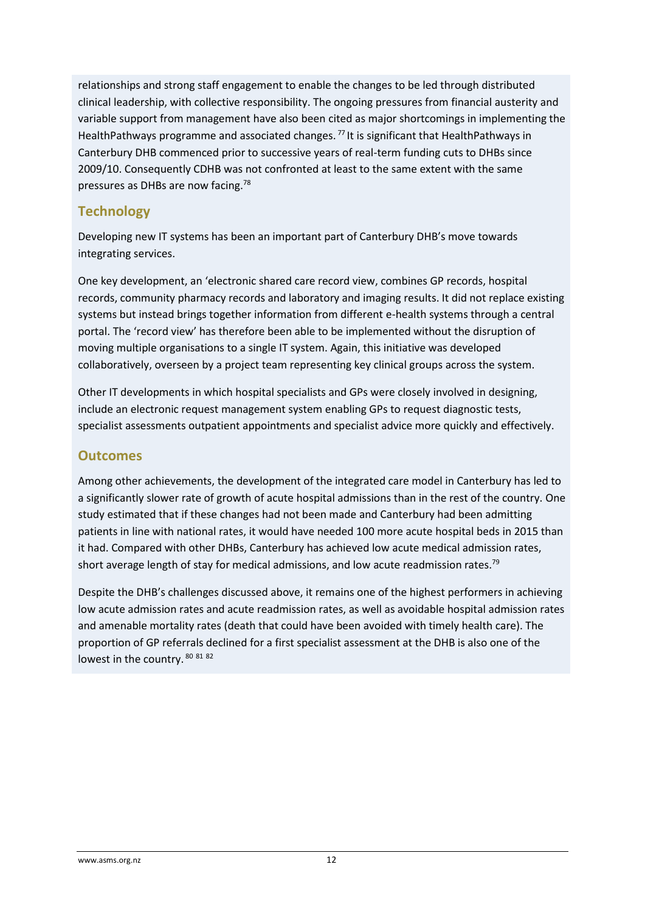relationships and strong staff engagement to enable the changes to be led through distributed clinical leadership, with collective responsibility. The ongoing pressures from financial austerity and variable support from management have also been cited as major shortcomings in implementing the HealthPathways programme and associated changes. [77] It is significant that HealthPathways in Canterbury DHB commenced prior to successive years of real-term funding cuts to DHBs since 2009/10. Consequently CDHB was not confronted at least to the same extent with the same pressures as DHBs are now facing.[78]

## Technology

Developing new IT systems has been an important part of Canterbury DHB's move towards integrating services.

One key development, an 'electronic shared care record view, combines GP records, hospital records, community pharmacy records and laboratory and imaging results. It did not replace existing systems but instead brings together information from different e-health systems through a central portal. The 'record view' has therefore been able to be implemented without the disruption of moving multiple organisations to a single IT system. Again, this initiative was developed collaboratively, overseen by a project team representing key clinical groups across the system.

Other IT developments in which hospital specialists and GPs were closely involved in designing, include an electronic request management system enabling GPs to request diagnostic tests, specialist assessments outpatient appointments and specialist advice more quickly and effectively.

## Outcomes

Among other achievements, the development of the integrated care model in Canterbury has led to a significantly slower rate of growth of acute hospital admissions than in the rest of the country. One study estimated that if these changes had not been made and Canterbury had been admitting patients in line with national rates, it would have needed 100 more acute hospital beds in 2015 than it had. Compared with other DHBs, Canterbury has achieved low acute medical admission rates, short average length of stay for medical admissions, and low acute readmission rates.[79]

Despite the DHB's challenges discussed above, it remains one of the highest performers in achieving low acute admission rates and acute readmission rates, as well as avoidable hospital admission rates and amenable mortality rates (death that could have been avoided with timely health care). The proportion of GP referrals declined for a first specialist assessment at the DHB is also one of the lowest in the country. [80] [81] [82]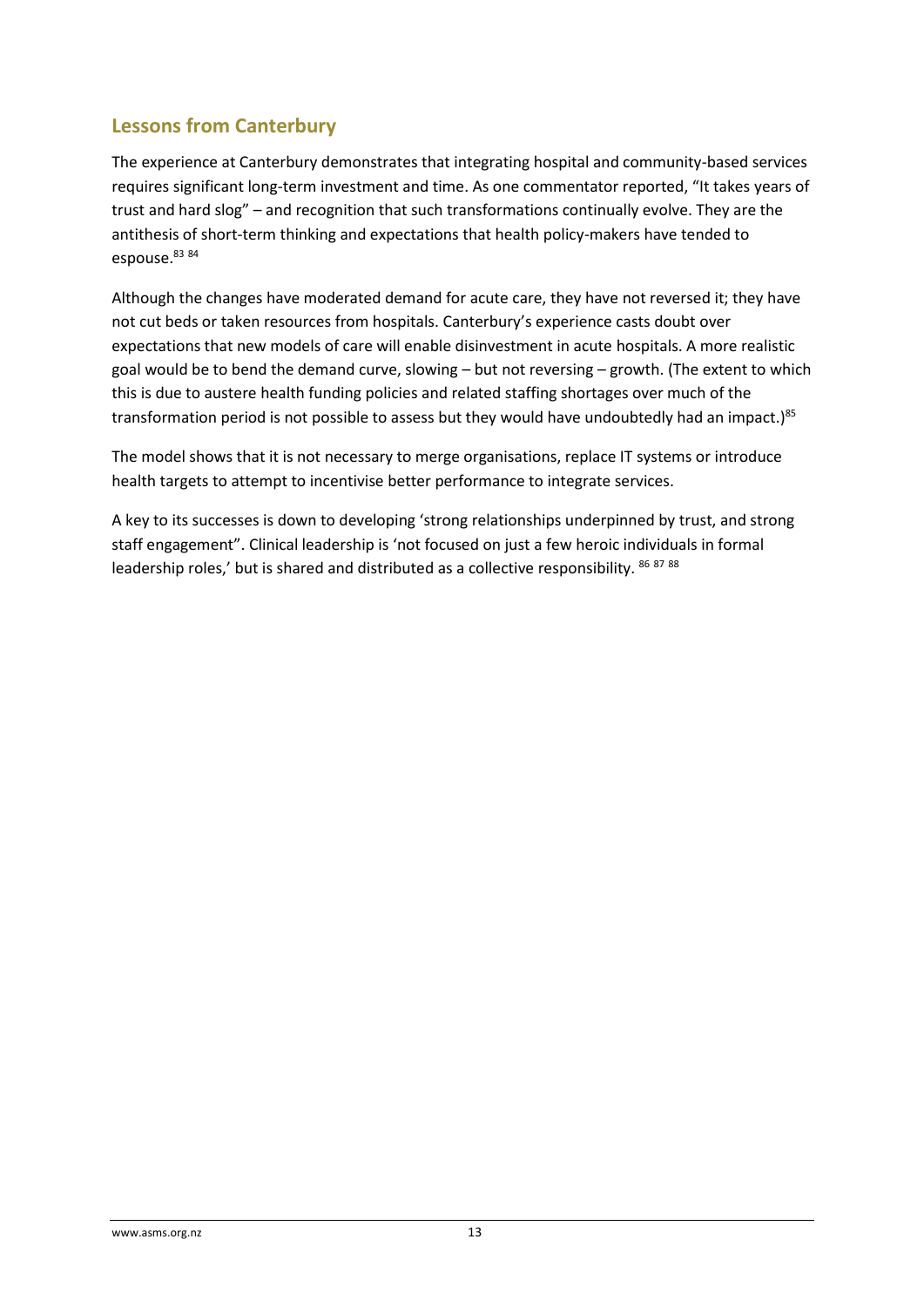## Lessons from Canterbury

The experience at Canterbury demonstrates that integrating hospital and community-based services requires significant long-term investment and time. As one commentator reported, "It takes years of trust and hard slog" – and recognition that such transformations continually evolve. They are the antithesis of short-term thinking and expectations that health policy-makers have tended to espouse.[83 84]

Although the changes have moderated demand for acute care, they have not reversed it; they have not cut beds or taken resources from hospitals. Canterbury's experience casts doubt over expectations that new models of care will enable disinvestment in acute hospitals. A more realistic goal would be to bend the demand curve, slowing – but not reversing – growth. (The extent to which this is due to austere health funding policies and related staffing shortages over much of the transformation period is not possible to assess but they would have undoubtedly had an impact.)[85]

The model shows that it is not necessary to merge organisations, replace IT systems or introduce health targets to attempt to incentivise better performance to integrate services.

A key to its successes is down to developing 'strong relationships underpinned by trust, and strong staff engagement". Clinical leadership is 'not focused on just a few heroic individuals in formal leadership roles,' but is shared and distributed as a collective responsibility. [86 87 88]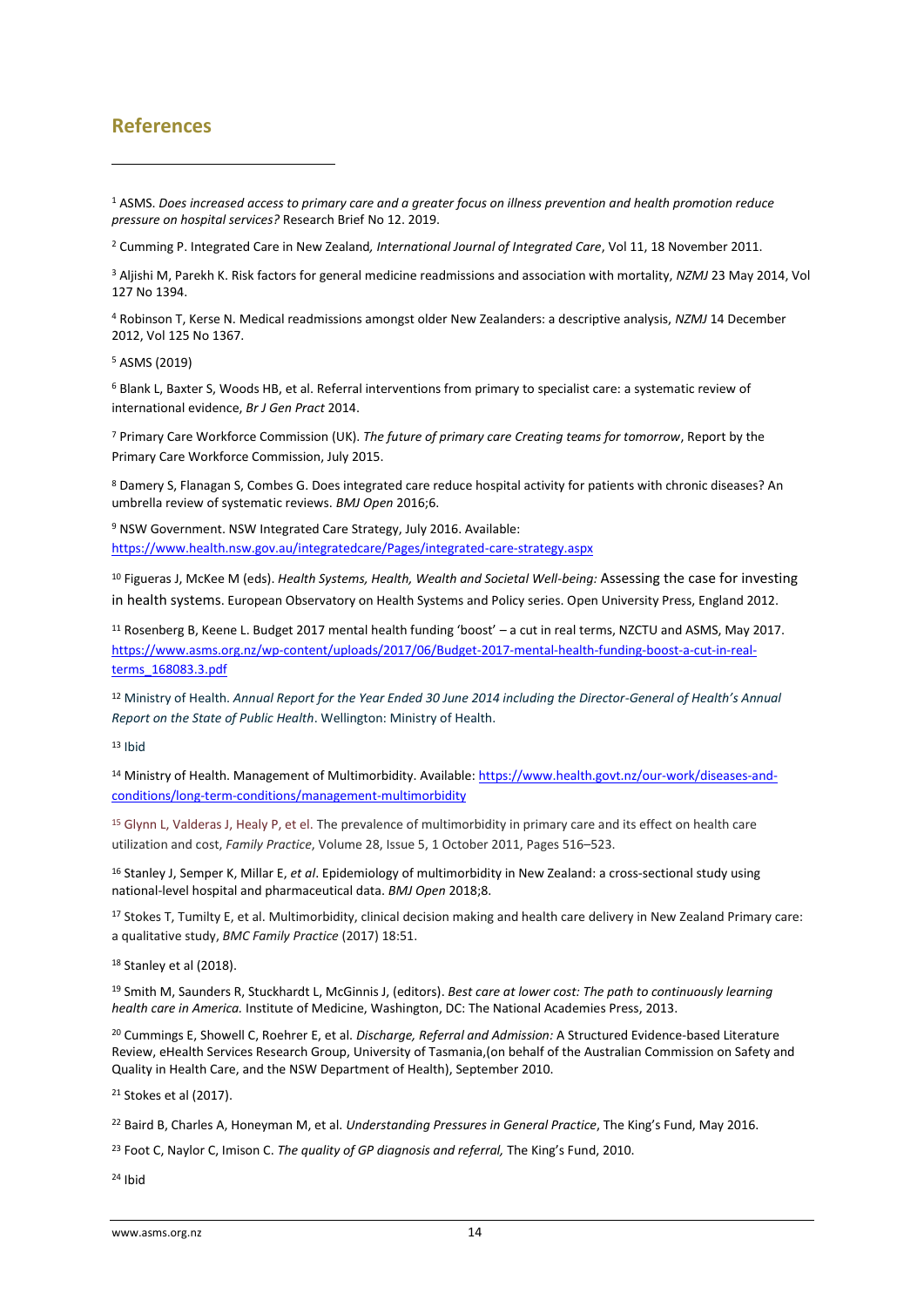## References

[1] ASMS. *Does increased access to primary care and a greater focus on illness prevention and health promotion reduce pressure on hospital services?* Research Brief No 12. 2019.

[2] Cumming P. Integrated Care in New Zealand*, International Journal of Integrated Care*, Vol 11, 18 November 2011.

[3] Aljishi M, Parekh K. Risk factors for general medicine readmissions and association with mortality, *NZMJ* 23 May 2014, Vol 127 No 1394.

[4] Robinson T, Kerse N. Medical readmissions amongst older New Zealanders: a descriptive analysis, *NZMJ* 14 December 2012, Vol 125 No 1367.

[5] ASMS (2019)

[6] Blank L, Baxter S, Woods HB, et al. Referral interventions from primary to specialist care: a systematic review of international evidence, *Br J Gen Pract* 2014.

[7] Primary Care Workforce Commission (UK). *The future of primary care Creating teams for tomorrow*, Report by the Primary Care Workforce Commission, July 2015.

[8] Damery S, Flanagan S, Combes G. Does integrated care reduce hospital activity for patients with chronic diseases? An umbrella review of systematic reviews. *BMJ Open* 2016;6.

[9] NSW Government. NSW Integrated Care Strategy, July 2016. Available: https://www.health.nsw.gov.au/integratedcare/Pages/integrated-care-strategy.aspx

[10] Figueras J, McKee M (eds). *Health Systems, Health, Wealth and Societal Well-being:* Assessing the case for investing in health systems. European Observatory on Health Systems and Policy series. Open University Press, England 2012.

[11] Rosenberg B, Keene L. Budget 2017 mental health funding 'boost' – a cut in real terms, NZCTU and ASMS, May 2017. https://www.asms.org.nz/wp-content/uploads/2017/06/Budget-2017-mental-health-funding-boost-a-cut-in-real-terms_168083.3.pdf

[12] Ministry of Health. *Annual Report for the Year Ended 30 June 2014 including the Director-General of Health's Annual Report on the State of Public Health*. Wellington: Ministry of Health.

[13] Ibid

[14] Ministry of Health. Management of Multimorbidity. Available: https://www.health.govt.nz/our-work/diseases-and-conditions/long-term-conditions/management-multimorbidity

[15] Glynn L, Valderas J, Healy P, et el. The prevalence of multimorbidity in primary care and its effect on health care utilization and cost, *Family Practice*, Volume 28, Issue 5, 1 October 2011, Pages 516–523.

[16] Stanley J, Semper K, Millar E, *et al*. Epidemiology of multimorbidity in New Zealand: a cross-sectional study using national-level hospital and pharmaceutical data. *BMJ Open* 2018;8.

[17] Stokes T, Tumilty E, et al. Multimorbidity, clinical decision making and health care delivery in New Zealand Primary care: a qualitative study, *BMC Family Practice* (2017) 18:51.

[18] Stanley et al (2018).

[19] Smith M, Saunders R, Stuckhardt L, McGinnis J, (editors). *Best care at lower cost: The path to continuously learning health care in America.* Institute of Medicine, Washington, DC: The National Academies Press, 2013.

[20] Cummings E, Showell C, Roehrer E, et al. *Discharge, Referral and Admission:* A Structured Evidence-based Literature Review, eHealth Services Research Group, University of Tasmania,(on behalf of the Australian Commission on Safety and Quality in Health Care, and the NSW Department of Health), September 2010.

[21] Stokes et al (2017).

[22] Baird B, Charles A, Honeyman M, et al. *Understanding Pressures in General Practice*, The King's Fund, May 2016.

[23] Foot C, Naylor C, Imison C. *The quality of GP diagnosis and referral,* The King's Fund, 2010.

[24] Ibid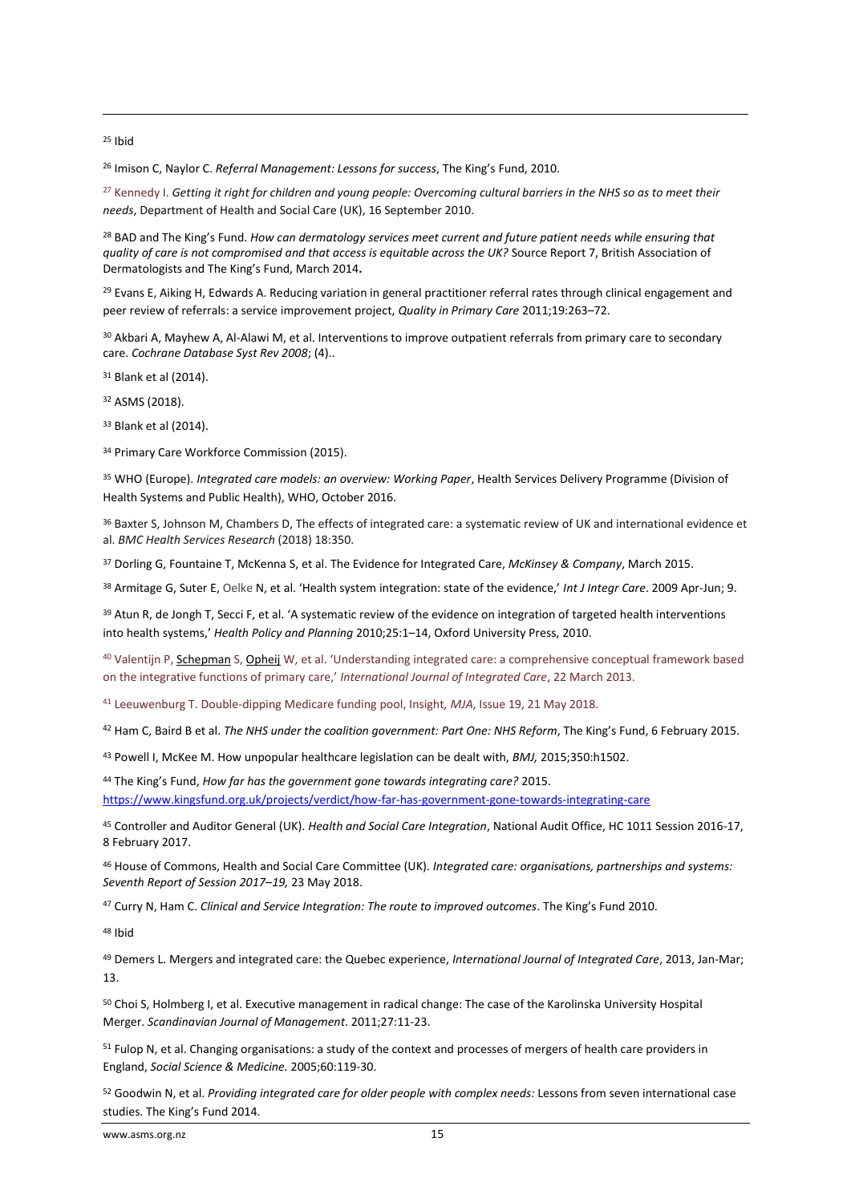[25] Ibid

[26] Imison C, Naylor C. *Referral Management: Lessons for success*, The King's Fund, 2010.

[27] Kennedy I. *Getting it right for children and young people: Overcoming cultural barriers in the NHS so as to meet their needs*, Department of Health and Social Care (UK), 16 September 2010.

[28] BAD and The King's Fund. *How can dermatology services meet current and future patient needs while ensuring that quality of care is not compromised and that access is equitable across the UK?* Source Report 7, British Association of Dermatologists and The King's Fund, March 2014**.**

[29] Evans E, Aiking H, Edwards A. Reducing variation in general practitioner referral rates through clinical engagement and peer review of referrals: a service improvement project, *Quality in Primary Care* 2011;19:263–72.

[30] Akbari A, Mayhew A, Al-Alawi M, et al. Interventions to improve outpatient referrals from primary care to secondary care. *Cochrane Database Syst Rev 2008*; (4)..

[31] Blank et al (2014).

[32] ASMS (2018).

[33] Blank et al (2014).

[34] Primary Care Workforce Commission (2015).

[35] WHO (Europe). *Integrated care models: an overview: Working Paper*, Health Services Delivery Programme (Division of Health Systems and Public Health), WHO, October 2016.

[36] Baxter S, Johnson M, Chambers D, The effects of integrated care: a systematic review of UK and international evidence et al. *BMC Health Services Research* (2018) 18:350.

[37] Dorling G, Fountaine T, McKenna S, et al. The Evidence for Integrated Care, *McKinsey & Company*, March 2015.

[38] Armitage G, Suter E, Oelke N, et al. 'Health system integration: state of the evidence,' *Int J Integr Care*. 2009 Apr-Jun; 9.

[39] Atun R, de Jongh T, Secci F, et al. 'A systematic review of the evidence on integration of targeted health interventions into health systems,' *Health Policy and Planning* 2010;25:1–14, Oxford University Press, 2010.

[40] Valentijn P, Schepman S, Opheij W, et al. 'Understanding integrated care: a comprehensive conceptual framework based on the integrative functions of primary care,' *International Journal of Integrated Care*, 22 March 2013.

[41] Leeuwenburg T. Double-dipping Medicare funding pool, Insight*, MJA*, Issue 19, 21 May 2018.

[42] Ham C, Baird B et al. *The NHS under the coalition government: Part One: NHS Reform*, The King's Fund, 6 February 2015.

[43] Powell I, McKee M. How unpopular healthcare legislation can be dealt with, *BMJ,* 2015;350:h1502.

[44] The King's Fund, *How far has the government gone towards integrating care?* 2015. https://www.kingsfund.org.uk/projects/verdict/how-far-has-government-gone-towards-integrating-care

[45] Controller and Auditor General (UK). *Health and Social Care Integration*, National Audit Office, HC 1011 Session 2016-17, 8 February 2017.

[46] House of Commons, Health and Social Care Committee (UK). *Integrated care: organisations, partnerships and systems: Seventh Report of Session 2017–19,* 23 May 2018.

[47] Curry N, Ham C. *Clinical and Service Integration: The route to improved outcomes*. The King's Fund 2010.

[48] Ibid

[49] Demers L. Mergers and integrated care: the Quebec experience, *International Journal of Integrated Care*, 2013, Jan-Mar; 13.

[50] Choi S, Holmberg I, et al. Executive management in radical change: The case of the Karolinska University Hospital Merger. *Scandinavian Journal of Management*. 2011;27:11-23.

[51] Fulop N, et al. Changing organisations: a study of the context and processes of mergers of health care providers in England, *Social Science & Medicine.* 2005;60:119-30.

[52] Goodwin N, et al. *Providing integrated care for older people with complex needs:* Lessons from seven international case studies. The King's Fund 2014.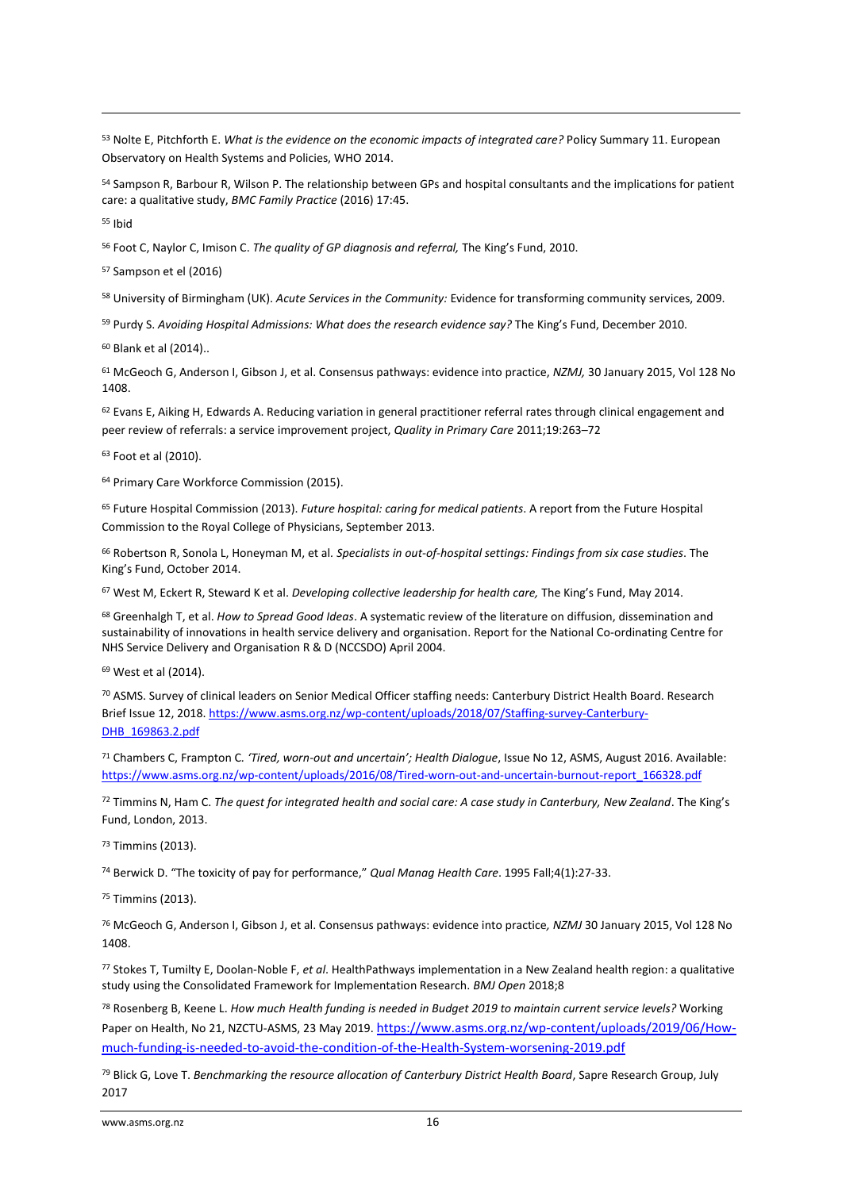[53] Nolte E, Pitchforth E. *What is the evidence on the economic impacts of integrated care?* Policy Summary 11. European Observatory on Health Systems and Policies, WHO 2014.

[54] Sampson R, Barbour R, Wilson P. The relationship between GPs and hospital consultants and the implications for patient care: a qualitative study, *BMC Family Practice* (2016) 17:45.

[55] Ibid

[56] Foot C, Naylor C, Imison C. *The quality of GP diagnosis and referral,* The King's Fund, 2010.

[57] Sampson et el (2016)

[58] University of Birmingham (UK). *Acute Services in the Community:* Evidence for transforming community services, 2009.

[59] Purdy S. *Avoiding Hospital Admissions: What does the research evidence say?* The King's Fund, December 2010.

[60] Blank et al (2014)..

[61] McGeoch G, Anderson I, Gibson J, et al. Consensus pathways: evidence into practice, *NZMJ,* 30 January 2015, Vol 128 No 1408.

[62] Evans E, Aiking H, Edwards A. Reducing variation in general practitioner referral rates through clinical engagement and peer review of referrals: a service improvement project, *Quality in Primary Care* 2011;19:263–72

[63] Foot et al (2010).

[64] Primary Care Workforce Commission (2015).

[65] Future Hospital Commission (2013). *Future hospital: caring for medical patients*. A report from the Future Hospital Commission to the Royal College of Physicians, September 2013.

[66] Robertson R, Sonola L, Honeyman M, et al. *Specialists in out-of-hospital settings: Findings from six case studies*. The King's Fund, October 2014.

[67] West M, Eckert R, Steward K et al. *Developing collective leadership for health care,* The King's Fund, May 2014.

[68] Greenhalgh T, et al. *How to Spread Good Ideas*. A systematic review of the literature on diffusion, dissemination and sustainability of innovations in health service delivery and organisation. Report for the National Co-ordinating Centre for NHS Service Delivery and Organisation R & D (NCCSDO) April 2004.

[69] West et al (2014).

[70] ASMS. Survey of clinical leaders on Senior Medical Officer staffing needs: Canterbury District Health Board. Research Brief Issue 12, 2018. https://www.asms.org.nz/wp-content/uploads/2018/07/Staffing-survey-Canterbury-DHB_169863.2.pdf

[71] Chambers C, Frampton C. *'Tired, worn-out and uncertain'; Health Dialogue*, Issue No 12, ASMS, August 2016. Available: https://www.asms.org.nz/wp-content/uploads/2016/08/Tired-worn-out-and-uncertain-burnout-report_166328.pdf

[72] Timmins N, Ham C. *The quest for integrated health and social care: A case study in Canterbury, New Zealand*. The King's Fund, London, 2013.

[73] Timmins (2013).

[74] Berwick D. "The toxicity of pay for performance," *Qual Manag Health Care*. 1995 Fall;4(1):27-33.

[75] Timmins (2013).

[76] McGeoch G, Anderson I, Gibson J, et al. Consensus pathways: evidence into practice*, NZMJ* 30 January 2015, Vol 128 No 1408.

[77] Stokes T, Tumilty E, Doolan-Noble F, *et al*. HealthPathways implementation in a New Zealand health region: a qualitative study using the Consolidated Framework for Implementation Research. *BMJ Open* 2018;8

[78] Rosenberg B, Keene L. *How much Health funding is needed in Budget 2019 to maintain current service levels?* Working Paper on Health, No 21, NZCTU-ASMS, 23 May 2019. https://www.asms.org.nz/wp-content/uploads/2019/06/How-much-funding-is-needed-to-avoid-the-condition-of-the-Health-System-worsening-2019.pdf

[79] Blick G, Love T. *Benchmarking the resource allocation of Canterbury District Health Board*, Sapre Research Group, July 2017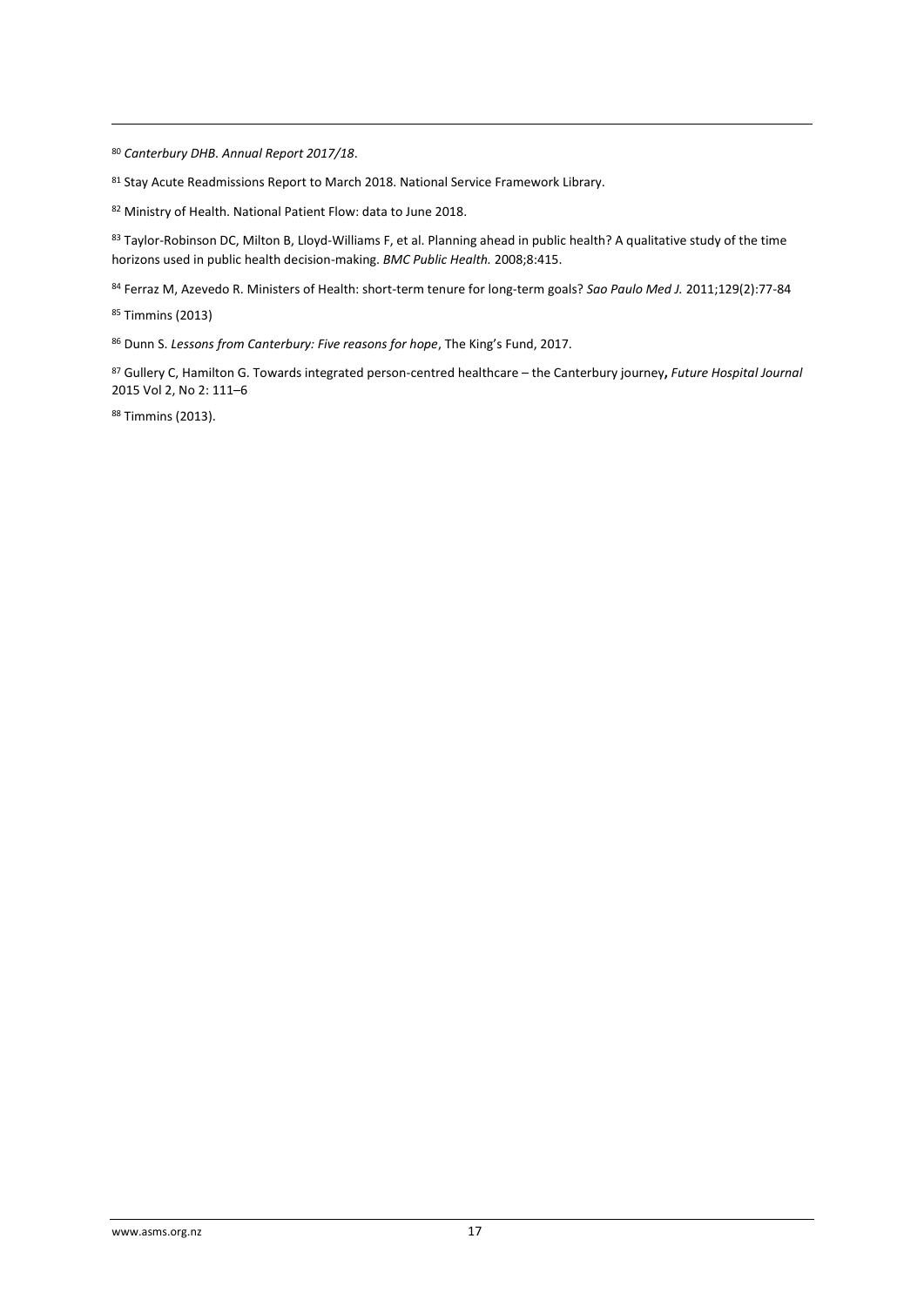[80] *Canterbury DHB. Annual Report 2017/18*.

[81] Stay Acute Readmissions Report to March 2018. National Service Framework Library.

[82] Ministry of Health. National Patient Flow: data to June 2018.

[83] Taylor-Robinson DC, Milton B, Lloyd-Williams F, et al. Planning ahead in public health? A qualitative study of the time horizons used in public health decision-making. *BMC Public Health.* 2008;8:415.

[84] Ferraz M, Azevedo R. Ministers of Health: short-term tenure for long-term goals? *Sao Paulo Med J.* 2011;129(2):77-84

[85] Timmins (2013)

[86] Dunn S. *Lessons from Canterbury: Five reasons for hope*, The King's Fund, 2017.

[87] Gullery C, Hamilton G. Towards integrated person-centred healthcare – the Canterbury journey**,** *Future Hospital Journal* 2015 Vol 2, No 2: 111–6

[88] Timmins (2013).